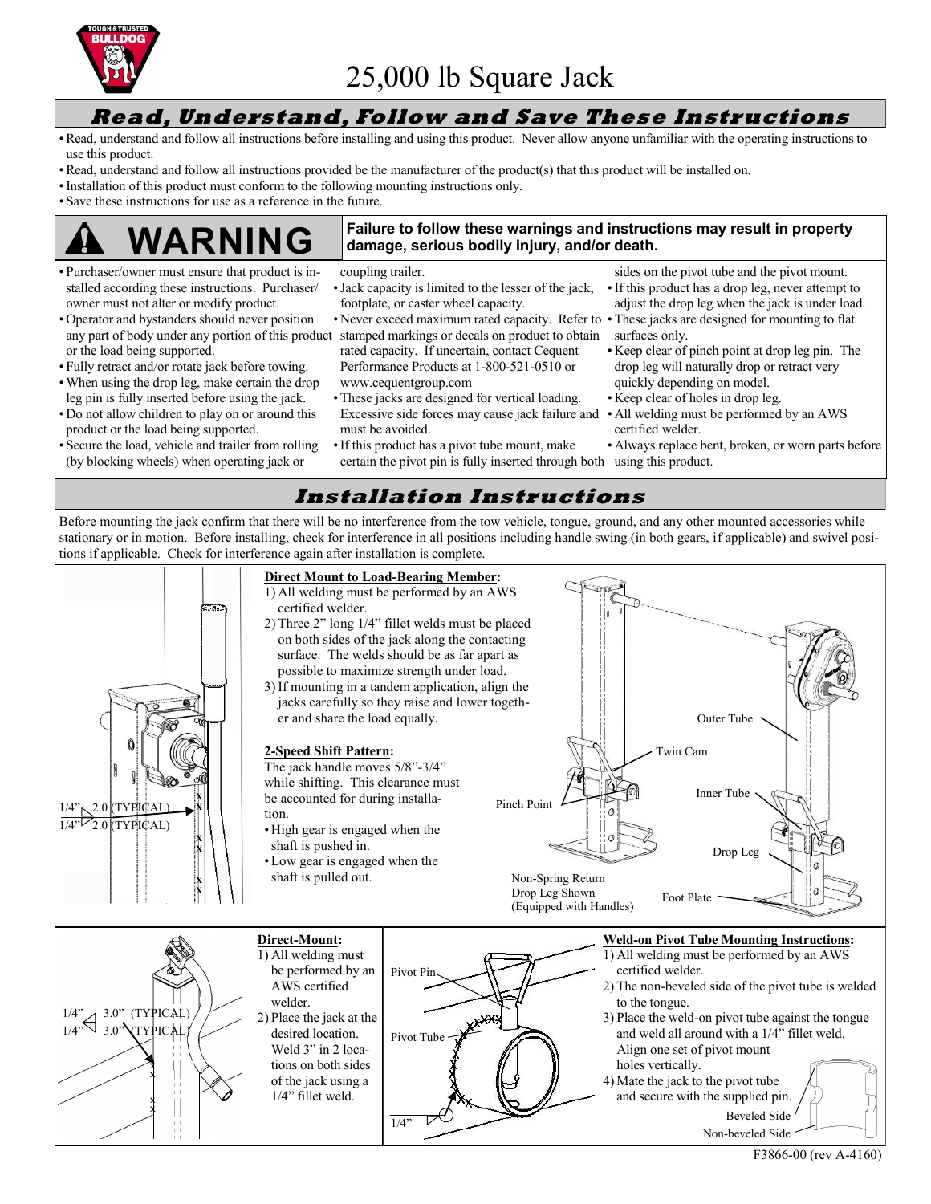# 25,000 lb Square Jack

## Read, Understand, Follow and Save These Instructions

- Read, understand and follow all instructions before installing and using this product. Never allow anyone unfamiliar with the operating instructions to use this product.
- Read, understand and follow all instructions provided be the manufacturer of the product(s) that this product will be installed on.
- Installation of this product must conform to the following mounting instructions only.
- Save these instructions for use as a reference in the future.

## ⚠ WARNING

**Failure to follow these warnings and instructions may result in property damage, serious bodily injury, and/or death.**

- Purchaser/owner must ensure that product is installed according these instructions. Purchaser/owner must not alter or modify product.
- Operator and bystanders should never position any part of body under any portion of this product or the load being supported.
- Fully retract and/or rotate jack before towing.
- When using the drop leg, make certain the drop leg pin is fully inserted before using the jack.
- Do not allow children to play on or around this product or the load being supported.
- Secure the load, vehicle and trailer from rolling (by blocking wheels) when operating jack or coupling trailer.
- Jack capacity is limited to the lesser of the jack, footplate, or caster wheel capacity.
- Never exceed maximum rated capacity. Refer to stamped markings or decals on product to obtain rated capacity. If uncertain, contact Cequent Performance Products at 1-800-521-0510 or www.cequentgroup.com
- These jacks are designed for vertical loading. Excessive side forces may cause jack failure and must be avoided.
- If this product has a pivot tube mount, make certain the pivot pin is fully inserted through both sides on the pivot tube and the pivot mount.
- If this product has a drop leg, never attempt to adjust the drop leg when the jack is under load.
- These jacks are designed for mounting to flat surfaces only.
- Keep clear of pinch point at drop leg pin. The drop leg will naturally drop or retract very quickly depending on model.
- Keep clear of holes in drop leg.
- All welding must be performed by an AWS certified welder.
- Always replace bent, broken, or worn parts before using this product.

## Installation Instructions

Before mounting the jack confirm that there will be no interference from the tow vehicle, tongue, ground, and any other mounted accessories while stationary or in motion. Before installing, check for interference in all positions including handle swing (in both gears, if applicable) and swivel positions if applicable. Check for interference again after installation is complete.

1/4" 2.0 (TYPICAL)
1/4" 2.0 (TYPICAL)

**Direct Mount to Load-Bearing Member:**

1) All welding must be performed by an AWS certified welder.
2) Three 2" long 1/4" fillet welds must be placed on both sides of the jack along the contacting surface. The welds should be as far apart as possible to maximize strength under load.
3) If mounting in a tandem application, align the jacks carefully so they raise and lower together and share the load equally.

**2-Speed Shift Pattern:**

The jack handle moves 5/8"-3/4" while shifting. This clearance must be accounted for during installation.

- High gear is engaged when the shaft is pushed in.
- Low gear is engaged when the shaft is pulled out.

Outer Tube
Twin Cam
Inner Tube
Pinch Point
Drop Leg
Non-Spring Return Drop Leg Shown (Equipped with Handles)
Foot Plate

1/4" 3.0" (TYPICAL)
1/4" 3.0" (TYPICAL)

**Direct-Mount:**

1) All welding must be performed by an AWS certified welder.
2) Place the jack at the desired location. Weld 3" in 2 locations on both sides of the jack using a 1/4" fillet weld.

Pivot Pin
Pivot Tube
1/4"

**Weld-on Pivot Tube Mounting Instructions:**

1) All welding must be performed by an AWS certified welder.
2) The non-beveled side of the pivot tube is welded to the tongue.
3) Place the weld-on pivot tube against the tongue and weld all around with a 1/4" fillet weld. Align one set of pivot mount holes vertically.
4) Mate the jack to the pivot tube and secure with the supplied pin.

Beveled Side
Non-beveled Side

F3866-00 (rev A-4160)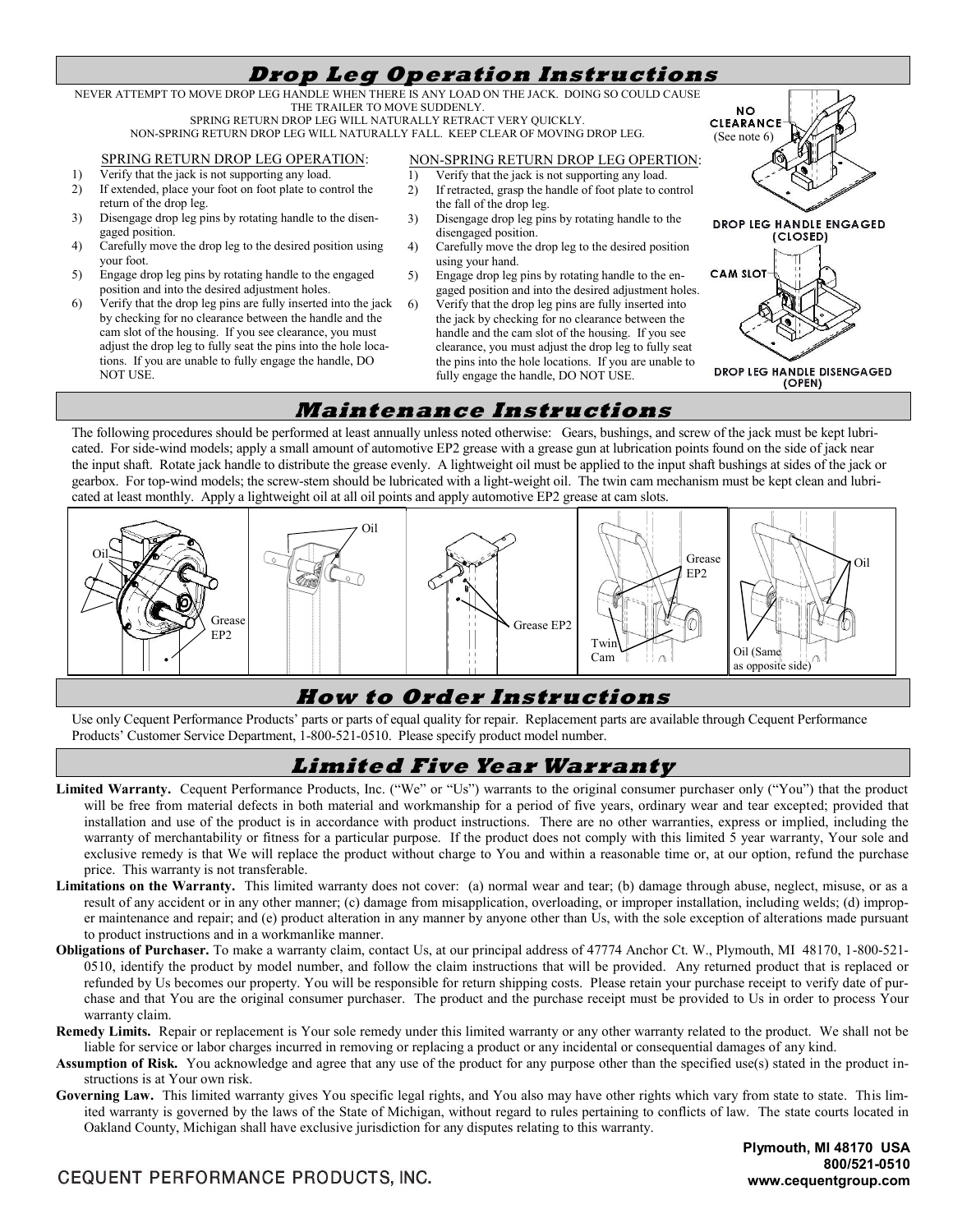## Drop Leg Operation Instructions

NEVER ATTEMPT TO MOVE DROP LEG HANDLE WHEN THERE IS ANY LOAD ON THE JACK. DOING SO COULD CAUSE THE TRAILER TO MOVE SUDDENLY.
SPRING RETURN DROP LEG WILL NATURALLY RETRACT VERY QUICKLY.
NON-SPRING RETURN DROP LEG WILL NATURALLY FALL. KEEP CLEAR OF MOVING DROP LEG.

SPRING RETURN DROP LEG OPERATION:

1) Verify that the jack is not supporting any load.
2) If extended, place your foot on foot plate to control the return of the drop leg.
3) Disengage drop leg pins by rotating handle to the disengaged position.
4) Carefully move the drop leg to the desired position using your foot.
5) Engage drop leg pins by rotating handle to the engaged position and into the desired adjustment holes.
6) Verify that the drop leg pins are fully inserted into the jack by checking for no clearance between the handle and the cam slot of the housing. If you see clearance, you must adjust the drop leg to fully seat the pins into the hole locations. If you are unable to fully engage the handle, DO NOT USE.

NON-SPRING RETURN DROP LEG OPERTION:

1) Verify that the jack is not supporting any load.
2) If retracted, grasp the handle of foot plate to control the fall of the drop leg.
3) Disengage drop leg pins by rotating handle to the disengaged position.
4) Carefully move the drop leg to the desired position using your hand.
5) Engage drop leg pins by rotating handle to the engaged position and into the desired adjustment holes.
6) Verify that the drop leg pins are fully inserted into the jack by checking for no clearance between the handle and the cam slot of the housing. If you see clearance, you must adjust the drop leg to fully seat the pins into the hole locations. If you are unable to fully engage the handle, DO NOT USE.

NO CLEARANCE
(See note 6)

DROP LEG HANDLE ENGAGED (CLOSED)

CAM SLOT

DROP LEG HANDLE DISENGAGED (OPEN)

## Maintenance Instructions

The following procedures should be performed at least annually unless noted otherwise: Gears, bushings, and screw of the jack must be kept lubricated. For side-wind models; apply a small amount of automotive EP2 grease with a grease gun at lubrication points found on the side of jack near the input shaft. Rotate jack handle to distribute the grease evenly. A lightweight oil must be applied to the input shaft bushings at sides of the jack or gearbox. For top-wind models; the screw-stem should be lubricated with a light-weight oil. The twin cam mechanism must be kept clean and lubricated at least monthly. Apply a lightweight oil at all oil points and apply automotive EP2 grease at cam slots.

Oil

Grease EP2

Oil

Grease EP2

Grease EP2

Twin Cam

Oil

Oil (Same as opposite side)

## How to Order Instructions

Use only Cequent Performance Products' parts or parts of equal quality for repair. Replacement parts are available through Cequent Performance Products' Customer Service Department, 1-800-521-0510. Please specify product model number.

## Limited Five Year Warranty

**Limited Warranty.** Cequent Performance Products, Inc. ("We" or "Us") warrants to the original consumer purchaser only ("You") that the product will be free from material defects in both material and workmanship for a period of five years, ordinary wear and tear excepted; provided that installation and use of the product is in accordance with product instructions. There are no other warranties, express or implied, including the warranty of merchantability or fitness for a particular purpose. If the product does not comply with this limited 5 year warranty, Your sole and exclusive remedy is that We will replace the product without charge to You and within a reasonable time or, at our option, refund the purchase price. This warranty is not transferable.

**Limitations on the Warranty.** This limited warranty does not cover: (a) normal wear and tear; (b) damage through abuse, neglect, misuse, or as a result of any accident or in any other manner; (c) damage from misapplication, overloading, or improper installation, including welds; (d) improper maintenance and repair; and (e) product alteration in any manner by anyone other than Us, with the sole exception of alterations made pursuant to product instructions and in a workmanlike manner.

**Obligations of Purchaser.** To make a warranty claim, contact Us, at our principal address of 47774 Anchor Ct. W., Plymouth, MI 48170, 1-800-521-0510, identify the product by model number, and follow the claim instructions that will be provided. Any returned product that is replaced or refunded by Us becomes our property. You will be responsible for return shipping costs. Please retain your purchase receipt to verify date of purchase and that You are the original consumer purchaser. The product and the purchase receipt must be provided to Us in order to process Your warranty claim.

**Remedy Limits.** Repair or replacement is Your sole remedy under this limited warranty or any other warranty related to the product. We shall not be liable for service or labor charges incurred in removing or replacing a product or any incidental or consequential damages of any kind.

**Assumption of Risk.** You acknowledge and agree that any use of the product for any purpose other than the specified use(s) stated in the product instructions is at Your own risk.

**Governing Law.** This limited warranty gives You specific legal rights, and You also may have other rights which vary from state to state. This limited warranty is governed by the laws of the State of Michigan, without regard to rules pertaining to conflicts of law. The state courts located in Oakland County, Michigan shall have exclusive jurisdiction for any disputes relating to this warranty.

CEQUENT PERFORMANCE PRODUCTS, INC.

**Plymouth, MI 48170 USA**
**800/521-0510**
**www.cequentgroup.com**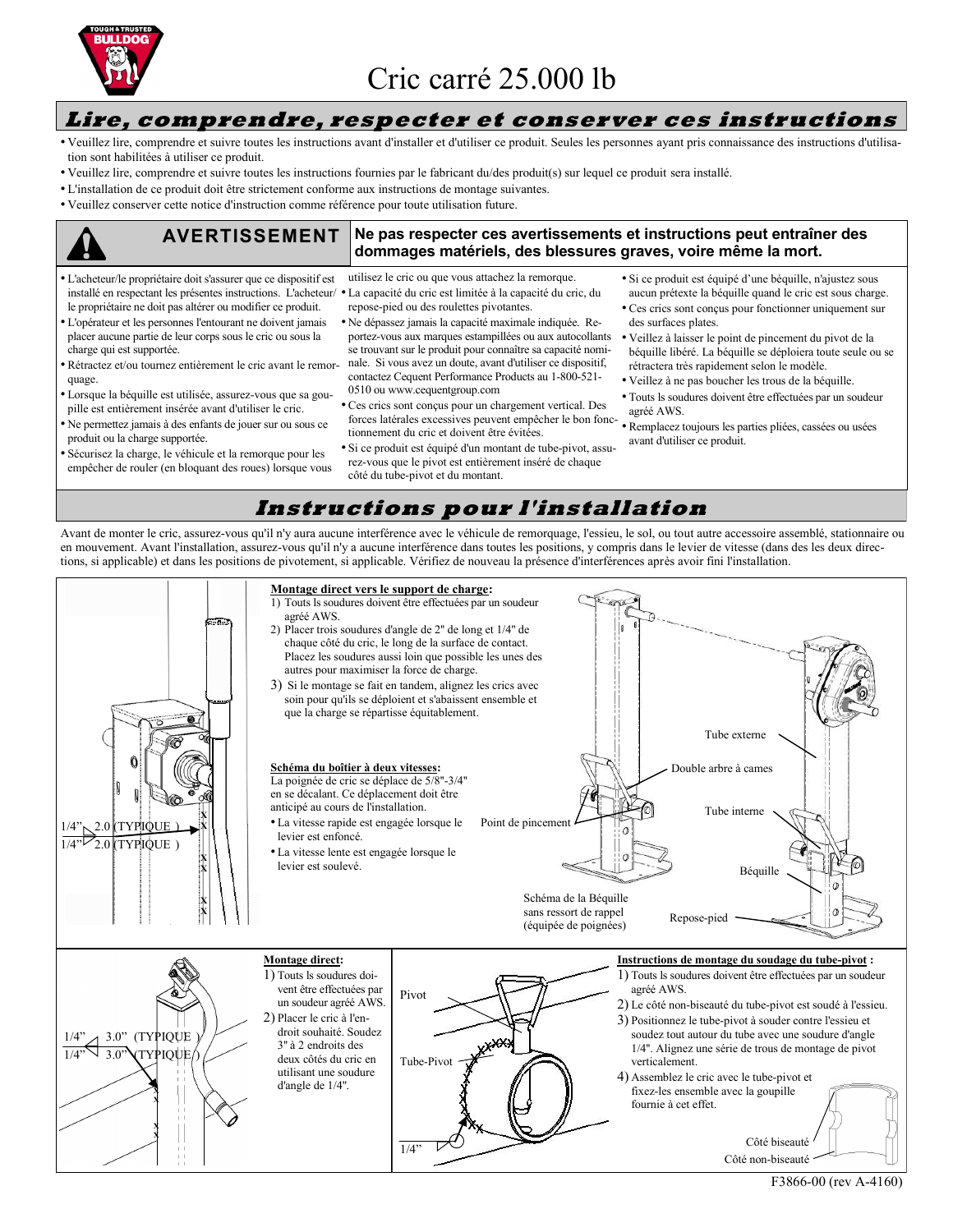# Cric carré 25.000 lb

## Lire, comprendre, respecter et conserver ces instructions

- Veuillez lire, comprendre et suivre toutes les instructions avant d'installer et d'utiliser ce produit. Seules les personnes ayant pris connaissance des instructions d'utilisation sont habilitées à utiliser ce produit.
- Veuillez lire, comprendre et suivre toutes les instructions fournies par le fabricant du/des produit(s) sur lequel ce produit sera installé.
- L'installation de ce produit doit être strictement conforme aux instructions de montage suivantes.
- Veuillez conserver cette notice d'instruction comme référence pour toute utilisation future.

**AVERTISSEMENT** — **Ne pas respecter ces avertissements et instructions peut entraîner des dommages matériels, des blessures graves, voire même la mort.**

- L'acheteur/le propriétaire doit s'assurer que ce dispositif est installé en respectant les présentes instructions. L'acheteur/le propriétaire ne doit pas altérer ou modifier ce produit.
- L'opérateur et les personnes l'entourant ne doivent jamais placer aucune partie de leur corps sous le cric ou sous la charge qui est supportée.
- Rétractez et/ou tournez entièrement le cric avant le remorquage.
- Lorsque la béquille est utilisée, assurez-vous que sa goupille est entièrement insérée avant d'utiliser le cric.
- Ne permettez jamais à des enfants de jouer sur ou sous ce produit ou la charge supportée.
- Sécurisez la charge, le véhicule et la remorque pour les empêcher de rouler (en bloquant des roues) lorsque vous utilisez le cric ou que vous attachez la remorque.
- La capacité du cric est limitée à la capacité du cric, du repose-pied ou des roulettes pivotantes.
- Ne dépassez jamais la capacité maximale indiquée. Reportez-vous aux marques estampillées ou aux autocollants se trouvant sur le produit pour connaître sa capacité nominale. Si vous avez un doute, avant d'utiliser ce dispositif, contactez Cequent Performance Products au 1-800-521-0510 ou www.cequentgroup.com
- Ces crics sont conçus pour un chargement vertical. Des forces latérales excessives peuvent empêcher le bon fonctionnement du cric et doivent être évitées.
- Si ce produit est équipé d'un montant de tube-pivot, assurez-vous que le pivot est entièrement inséré de chaque côté du tube-pivot et du montant.
- Si ce produit est équipé d'une béquille, n'ajustez sous aucun prétexte la béquille quand le cric est sous charge.
- Ces crics sont conçus pour fonctionner uniquement sur des surfaces plates.
- Veillez à laisser le point de pincement du pivot de la béquille libéré. La béquille se déploiera toute seule ou se rétractera très rapidement selon le modèle.
- Veillez à ne pas boucher les trous de la béquille.
- Touts ls soudures doivent être effectuées par un soudeur agréé AWS.
- Remplacez toujours les parties pliées, cassées ou usées avant d'utiliser ce produit.

## Instructions pour l'installation

Avant de monter le cric, assurez-vous qu'il n'y aura aucune interférence avec le véhicule de remorquage, l'essieu, le sol, ou tout autre accessoire assemblé, stationnaire ou en mouvement. Avant l'installation, assurez-vous qu'il n'y a aucune interférence dans toutes les positions, y compris dans le levier de vitesse (dans des les deux directions, si applicable) et dans les positions de pivotement, si applicable. Vérifiez de nouveau la présence d'interférences après avoir fini l'installation.

1/4" 2.0 (TYPIQUE )
1/4" 2.0 (TYPIQUE )

**Montage direct vers le support de charge:**

1) Touts ls soudures doivent être effectuées par un soudeur agréé AWS.
2) Placer trois soudures d'angle de 2" de long et 1/4" de chaque côté du cric, le long de la surface de contact. Placez les soudures aussi loin que possible les unes des autres pour maximiser la force de charge.
3) Si le montage se fait en tandem, alignez les crics avec soin pour qu'ils se déploient et s'abaissent ensemble et que la charge se répartisse équitablement.

**Schéma du boîtier à deux vitesses:**

La poignée de cric se déplace de 5/8"-3/4" en se décalant. Ce déplacement doit être anticipé au cours de l'installation.

- La vitesse rapide est engagée lorsque le levier est enfoncé.
- La vitesse lente est engagée lorsque le levier est soulevé.

Tube externe
Double arbre à cames
Tube interne
Point de pincement
Béquille
Repose-pied

Schéma de la Béquille sans ressort de rappel (équipée de poignées)

1/4" 3.0" (TYPIQUE )
1/4" 3.0" (TYPIQUE )

**Montage direct:**

1) Touts ls soudures doivent être effectuées par un soudeur agréé AWS.
2) Placer le cric à l'endroit souhaité. Soudez 3" à 2 endroits des deux côtés du cric en utilisant une soudure d'angle de 1/4".

Pivot
Tube-Pivot
1/4"

**Instructions de montage du soudage du tube-pivot :**

1) Touts ls soudures doivent être effectuées par un soudeur agréé AWS.
2) Le côté non-biseauté du tube-pivot est soudé à l'essieu.
3) Positionnez le tube-pivot à souder contre l'essieu et soudez tout autour du tube avec une soudure d'angle 1/4". Alignez une série de trous de montage de pivot verticalement.
4) Assemblez le cric avec le tube-pivot et fixez-les ensemble avec la goupille fournie à cet effet.

Côté biseauté
Côté non-biseauté

F3866-00 (rev A-4160)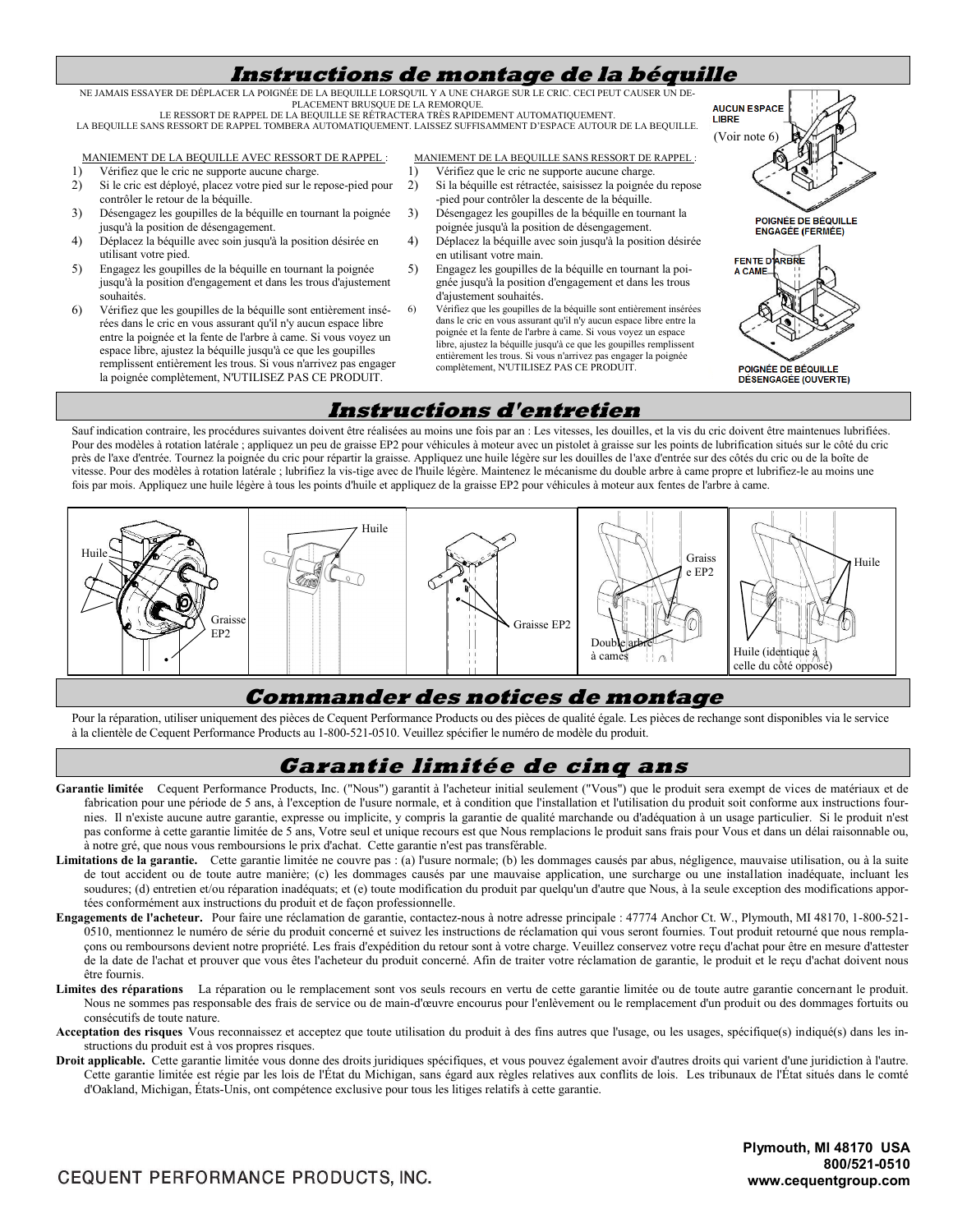# Instructions de montage de la béquille

NE JAMAIS ESSAYER DE DÉPLACER LA POIGNÉE DE LA BEQUILLE LORSQU'IL Y A UNE CHARGE SUR LE CRIC. CECI PEUT CAUSER UN DE-PLACEMENT BRUSQUE DE LA REMORQUE.
LE RESSORT DE RAPPEL DE LA BEQUILLE SE RÉTRACTERA TRÈS RAPIDEMENT AUTOMATIQUEMENT.
LA BEQUILLE SANS RESSORT DE RAPPEL TOMBERA AUTOMATIQUEMENT. LAISSEZ SUFFISAMMENT D'ESPACE AUTOUR DE LA BEQUILLE.

MANIEMENT DE LA BEQUILLE AVEC RESSORT DE RAPPEL :

1) Vérifiez que le cric ne supporte aucune charge.
2) Si le cric est déployé, placez votre pied sur le repose-pied pour contrôler le retour de la béquille.
3) Désengagez les goupilles de la béquille en tournant la poignée jusqu'à la position de désengagement.
4) Déplacez la béquille avec soin jusqu'à la position désirée en utilisant votre pied.
5) Engagez les goupilles de la béquille en tournant la poignée jusqu'à la position d'engagement et dans les trous d'ajustement souhaités.
6) Vérifiez que les goupilles de la béquille sont entièrement insérées dans le cric en vous assurant qu'il n'y aucun espace libre entre la poignée et la fente de l'arbre à came. Si vous voyez un espace libre, ajustez la béquille jusqu'à ce que les goupilles remplissent entièrement les trous. Si vous n'arrivez pas engager la poignée complètement, N'UTILISEZ PAS CE PRODUIT.

MANIEMENT DE LA BEQUILLE SANS RESSORT DE RAPPEL :

1) Vérifiez que le cric ne supporte aucune charge.
2) Si la béquille est rétractée, saisissez la poignée du repose-pied pour contrôler la descente de la béquille.
3) Désengagez les goupilles de la béquille en tournant la poignée jusqu'à la position de désengagement.
4) Déplacez la béquille avec soin jusqu'à la position désirée en utilisant votre main.
5) Engagez les goupilles de la béquille en tournant la poignée jusqu'à la position d'engagement et dans les trous d'ajustement souhaités.
6) Vérifiez que les goupilles de la béquille sont entièrement insérées dans le cric en vous assurant qu'il n'y aucun espace libre entre la poignée et la fente de l'arbre à came. Si vous voyez un espace libre, ajustez la béquille jusqu'à ce que les goupilles remplissent entièrement les trous. Si vous n'arrivez pas engager la poignée complètement, N'UTILISEZ PAS CE PRODUIT.

AUCUN ESPACE LIBRE
(Voir note 6)
POIGNÉE DE BÉQUILLE ENGAGÉE (FERMÉE)
FENTE D'ARBRE A CAME
POIGNÉE DE BÉQUILLE DÉSENGAGÉE (OUVERTE)

# Instructions d'entretien

Sauf indication contraire, les procédures suivantes doivent être réalisées au moins une fois par an : Les vitesses, les douilles, et la vis du cric doivent être maintenues lubrifiées. Pour des modèles à rotation latérale ; appliquez un peu de graisse EP2 pour véhicules à moteur avec un pistolet à graisse sur les points de lubrification situés sur le côté du cric près de l'axe d'entrée. Tournez la poignée du cric pour répartir la graisse. Appliquez une huile légère sur les douilles de l'axe d'entrée sur des côtés du cric ou de la boîte de vitesse. Pour des modèles à rotation latérale ; lubrifiez la vis-tige avec de l'huile légère. Maintenez le mécanisme du double arbre à came propre et lubrifiez-le au moins une fois par mois. Appliquez une huile légère à tous les points d'huile et appliquez de la graisse EP2 pour véhicules à moteur aux fentes de l'arbre à came.

Huile
Graisse EP2
Huile
Graisse EP2
Graisse EP2
Double arbre à cames
Huile
Huile (identique à celle du côté opposé)

# Commander des notices de montage

Pour la réparation, utiliser uniquement des pièces de Cequent Performance Products ou des pièces de qualité égale. Les pièces de rechange sont disponibles via le service à la clientèle de Cequent Performance Products au 1-800-521-0510. Veuillez spécifier le numéro de modèle du produit.

# Garantie limitée de cinq ans

**Garantie limitée** Cequent Performance Products, Inc. ("Nous") garantit à l'acheteur initial seulement ("Vous") que le produit sera exempt de vices de matériaux et de fabrication pour une période de 5 ans, à l'exception de l'usure normale, et à condition que l'installation et l'utilisation du produit soit conforme aux instructions fournies. Il n'existe aucune autre garantie, expresse ou implicite, y compris la garantie de qualité marchande ou d'adéquation à un usage particulier. Si le produit n'est pas conforme à cette garantie limitée de 5 ans, Votre seul et unique recours est que Nous remplacions le produit sans frais pour Vous et dans un délai raisonnable ou, à notre gré, que nous vous remboursions le prix d'achat. Cette garantie n'est pas transférable.

**Limitations de la garantie.** Cette garantie limitée ne couvre pas : (a) l'usure normale; (b) les dommages causés par abus, négligence, mauvaise utilisation, ou à la suite de tout accident ou de toute autre manière; (c) les dommages causés par une mauvaise application, une surcharge ou une installation inadéquate, incluant les soudures; (d) entretien et/ou réparation inadéquats; et (e) toute modification du produit par quelqu'un d'autre que Nous, à la seule exception des modifications apportées conformément aux instructions du produit et de façon professionnelle.

**Engagements de l'acheteur.** Pour faire une réclamation de garantie, contactez-nous à notre adresse principale : 47774 Anchor Ct. W., Plymouth, MI 48170, 1-800-521-0510, mentionnez le numéro de série du produit concerné et suivez les instructions de réclamation qui vous seront fournies. Tout produit retourné que nous remplaçons ou remboursons devient notre propriété. Les frais d'expédition du retour sont à votre charge. Veuillez conservez votre reçu d'achat pour être en mesure d'attester de la date de l'achat et prouver que vous êtes l'acheteur du produit concerné. Afin de traiter votre réclamation de garantie, le produit et le reçu d'achat doivent nous être fournis.

**Limites des réparations** La réparation ou le remplacement sont vos seuls recours en vertu de cette garantie limitée ou de toute autre garantie concernant le produit. Nous ne sommes pas responsable des frais de service ou de main-d'œuvre encourus pour l'enlèvement ou le remplacement d'un produit ou des dommages fortuits ou consécutifs de toute nature.

**Acceptation des risques** Vous reconnaissez et acceptez que toute utilisation du produit à des fins autres que l'usage, ou les usages, spécifique(s) indiqué(s) dans les instructions du produit est à vos propres risques.

**Droit applicable.** Cette garantie limitée vous donne des droits juridiques spécifiques, et vous pouvez également avoir d'autres droits qui varient d'une juridiction à l'autre. Cette garantie limitée est régie par les lois de l'État du Michigan, sans égard aux règles relatives aux conflits de lois. Les tribunaux de l'État situés dans le comté d'Oakland, Michigan, États-Unis, ont compétence exclusive pour tous les litiges relatifs à cette garantie.

CEQUENT PERFORMANCE PRODUCTS, INC.

Plymouth, MI 48170 USA
800/521-0510
www.cequentgroup.com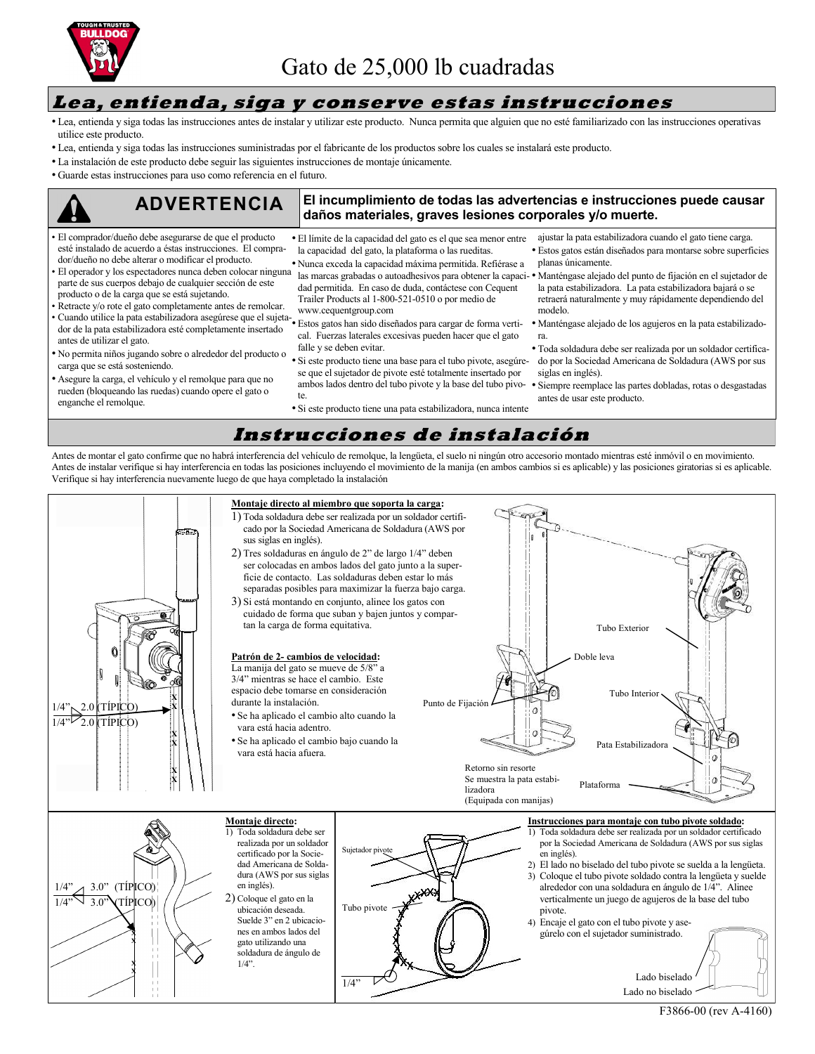# Gato de 25,000 lb cuadradas

## Lea, entienda, siga y conserve estas instrucciones

- Lea, entienda y siga todas las instrucciones antes de instalar y utilizar este producto. Nunca permita que alguien que no esté familiarizado con las instrucciones operativas utilice este producto.
- Lea, entienda y siga todas las instrucciones suministradas por el fabricante de los productos sobre los cuales se instalará este producto.
- La instalación de este producto debe seguir las siguientes instrucciones de montaje únicamente.
- Guarde estas instrucciones para uso como referencia en el futuro.

### ADVERTENCIA

**El incumplimiento de todas las advertencias e instrucciones puede causar daños materiales, graves lesiones corporales y/o muerte.**

- El comprador/dueño debe asegurarse de que el producto esté instalado de acuerdo a éstas instrucciones. El comprador/dueño no debe alterar o modificar el producto.
- El operador y los espectadores nunca deben colocar ninguna parte de sus cuerpos debajo de cualquier sección de este producto o de la carga que se esté sujetando.
- Retracte y/o rote el gato completamente antes de remolcar.
- Cuando utilice la pata estabilizadora asegúrese que el sujetador de la pata estabilizadora esté completamente insertado antes de utilizar el gato.
- No permita niños jugando sobre o alrededor del producto o carga que se está sosteniendo.
- Asegure la carga, el vehículo y el remolque para que no rueden (bloqueando las ruedas) cuando opere el gato o enganche el remolque.
- El límite de la capacidad del gato es el que sea menor entre la capacidad del gato, la plataforma o las rueditas.
- Nunca exceda la capacidad máxima permitida. Refiérase a las marcas grabadas o autoadhesivos para obtener la capacidad permitida. En caso de duda, contáctese con Cequent Trailer Products al 1-800-521-0510 o por medio de www.cequentgroup.com
- Estos gatos han sido diseñados para cargar de forma vertical. Fuerzas laterales excesivas pueden hacer que el gato falle y se deben evitar.
- Si este producto tiene una base para el tubo pivote, asegúrese que el sujetador de pivote esté totalmente insertado por ambos lados dentro del tubo pivote y la base del tubo pivote.
- Si este producto tiene una pata estabilizadora, nunca intente ajustar la pata estabilizadora cuando el gato tiene carga.
- Estos gatos están diseñados para montarse sobre superficies planas únicamente.
- Manténgase alejado del punto de fijación en el sujetador de la pata estabilizadora. La pata estabilizadora bajará o se retraerá naturalmente y muy rápidamente dependiendo del modelo.
- Manténgase alejado de los agujeros en la pata estabilizadora.
- Toda soldadura debe ser realizada por un soldador certificado por la Sociedad Americana de Soldadura (AWS por sus siglas en inglés).
- Siempre reemplace las partes dobladas, rotas o desgastadas antes de usar este producto.

## Instrucciones de instalación

Antes de montar el gato confirme que no habrá interferencia del vehículo de remolque, la lengüeta, el suelo ni ningún otro accesorio montado mientras esté inmóvil o en movimiento. Antes de instalar verifique si hay interferencia en todas las posiciones incluyendo el movimiento de la manija (en ambos cambios si es aplicable) y las posiciones giratorias si es aplicable. Verifique si hay interferencia nuevamente luego de que haya completado la instalación

1/4" 2.0 (TÍPICO)
1/4" 2.0 (TÍPICO)

**Montaje directo al miembro que soporta la carga:**

1) Toda soldadura debe ser realizada por un soldador certificado por la Sociedad Americana de Soldadura (AWS por sus siglas en inglés).
2) Tres soldaduras en ángulo de 2" de largo 1/4" deben ser colocadas en ambos lados del gato junto a la superficie de contacto. Las soldaduras deben estar lo más separadas posibles para maximizar la fuerza bajo carga.
3) Si está montando en conjunto, alinee los gatos con cuidado de forma que suban y bajen juntos y compartan la carga de forma equitativa.

**Patrón de 2- cambios de velocidad:**
La manija del gato se mueve de 5/8" a 3/4" mientras se hace el cambio. Este espacio debe tomarse en consideración durante la instalación.

- Se ha aplicado el cambio alto cuando la vara está hacia adentro.
- Se ha aplicado el cambio bajo cuando la vara está hacia afuera.

Tubo Exterior
Doble leva
Tubo Interior
Punto de Fijación
Pata Estabilizadora
Plataforma

Retorno sin resorte
Se muestra la pata estabilizadora
(Equipada con manijas)

1/4" 3.0" (TÍPICO)
1/4" 3.0" (TÍPICO)

**Montaje directo:**

1) Toda soldadura debe ser realizada por un soldador certificado por la Sociedad Americana de Soldadura (AWS por sus siglas en inglés).
2) Coloque el gato en la ubicación deseada. Suelde 3" en 2 ubicaciones en ambos lados del gato utilizando una soldadura de ángulo de 1/4".

Sujetador pivote
Tubo pivote
1/4"

**Instrucciones para montaje con tubo pivote soldado:**

1) Toda soldadura debe ser realizada por un soldador certificado por la Sociedad Americana de Soldadura (AWS por sus siglas en inglés).
2) El lado no biselado del tubo pivote se suelda a la lengüeta.
3) Coloque el tubo pivote soldado contra la lengüeta y suelde alrededor con una soldadura en ángulo de 1/4". Alinee verticalmente un juego de agujeros de la base del tubo pivote.
4) Encaje el gato con el tubo pivote y asegúrelo con el sujetador suministrado.

Lado biselado
Lado no biselado

F3866-00 (rev A-4160)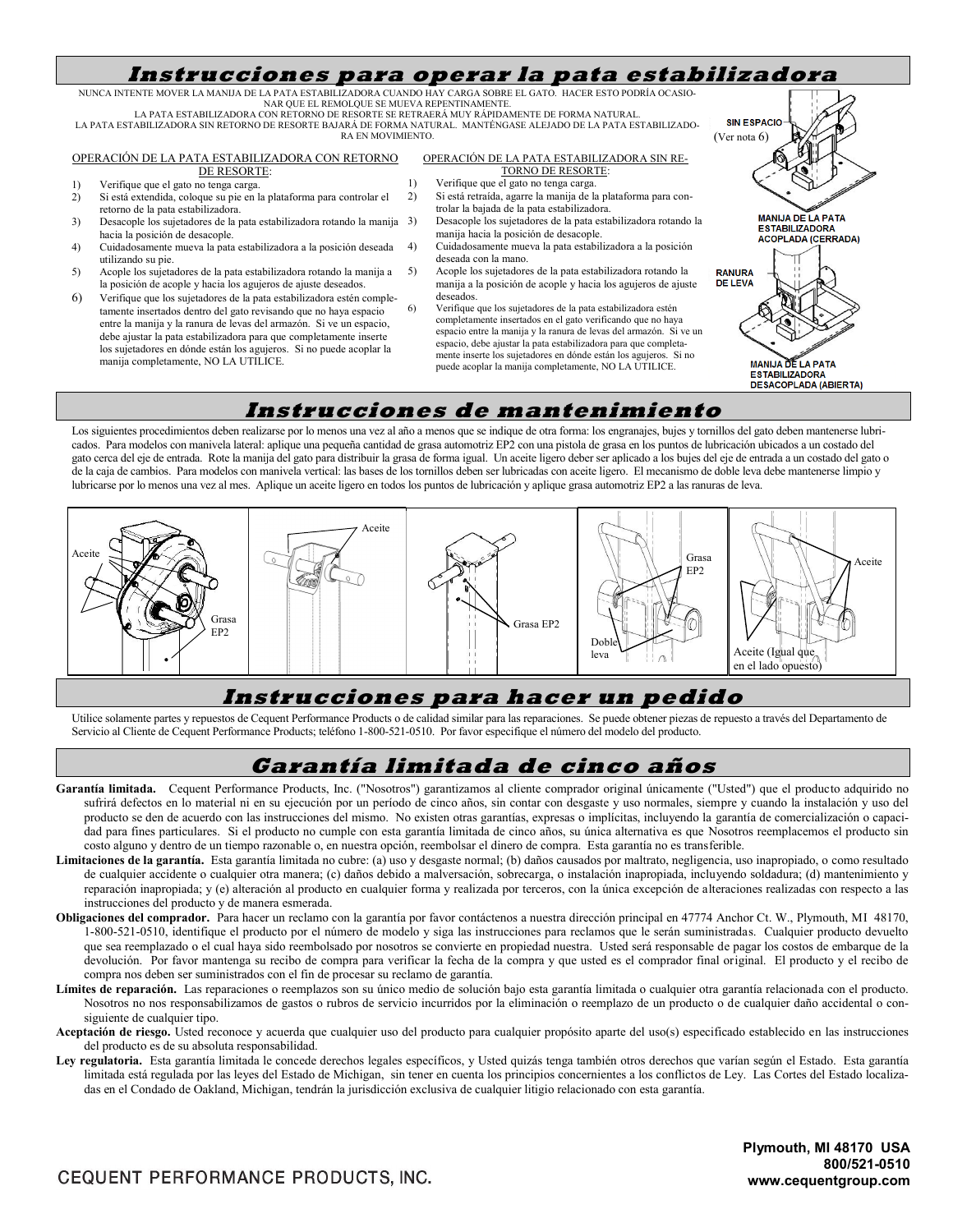## Instrucciones para operar la pata estabilizadora

NUNCA INTENTE MOVER LA MANIJA DE LA PATA ESTABILIZADORA CUANDO HAY CARGA SOBRE EL GATO. HACER ESTO PODRÍA OCASIONAR QUE EL REMOLQUE SE MUEVA REPENTINAMENTE.
LA PATA ESTABILIZADORA CON RETORNO DE RESORTE SE RETRAERÁ MUY RÁPIDAMENTE DE FORMA NATURAL.
LA PATA ESTABILIZADORA SIN RETORNO DE RESORTE BAJARÁ DE FORMA NATURAL. MANTÉNGASE ALEJADO DE LA PATA ESTABILIZADORA EN MOVIMIENTO.

OPERACIÓN DE LA PATA ESTABILIZADORA CON RETORNO DE RESORTE:

1) Verifique que el gato no tenga carga.
2) Si está extendida, coloque su pie en la plataforma para controlar el retorno de la pata estabilizadora.
3) Desacople los sujetadores de la pata estabilizadora rotando la manija hacia la posición de desacople.
4) Cuidadosamente mueva la pata estabilizadora a la posición deseada utilizando su pie.
5) Acople los sujetadores de la pata estabilizadora rotando la manija a la posición de acople y hacia los agujeros de ajuste deseados.
6) Verifique que los sujetadores de la pata estabilizadora estén completamente insertados dentro del gato revisando que no haya espacio entre la manija y la ranura de levas del armazón. Si ve un espacio, debe ajustar la pata estabilizadora para que completamente inserte los sujetadores en dónde están los agujeros. Si no puede acoplar la manija completamente, NO LA UTILICE.

OPERACIÓN DE LA PATA ESTABILIZADORA SIN RETORNO DE RESORTE:

1) Verifique que el gato no tenga carga.
2) Si está retraída, agarre la manija de la plataforma para controlar la bajada de la pata estabilizadora.
3) Desacople los sujetadores de la pata estabilizadora rotando la manija hacia la posición de desacople.
4) Cuidadosamente mueva la pata estabilizadora a la posición deseada con la mano.
5) Acople los sujetadores de la pata estabilizadora rotando la manija a la posición de acople y hacia los agujeros de ajuste deseados.
6) Verifique que los sujetadores de la pata estabilizadora estén completamente insertados en el gato verificando que no haya espacio entre la manija y la ranura de levas del armazón. Si ve un espacio, debe ajustar la pata estabilizadora para que completamente inserte los sujetadores en dónde están los agujeros. Si no puede acoplar la manija completamente, NO LA UTILICE.

SIN ESPACIO
(Ver nota 6)
MANIJA DE LA PATA ESTABILIZADORA ACOPLADA (CERRADA)
RANURA DE LEVA
MANIJA DE LA PATA ESTABILIZADORA DESACOPLADA (ABIERTA)

## Instrucciones de mantenimiento

Los siguientes procedimientos deben realizarse por lo menos una vez al año a menos que se indique de otra forma: los engranajes, bujes y tornillos del gato deben mantenerse lubricados. Para modelos con manivela lateral: aplique una pequeña cantidad de grasa automotriz EP2 con una pistola de grasa en los puntos de lubricación ubicados a un costado del gato cerca del eje de entrada. Rote la manija del gato para distribuir la grasa de forma igual. Un aceite ligero deber ser aplicado a los bujes del eje de entrada a un costado del gato o de la caja de cambios. Para modelos con manivela vertical: las bases de los tornillos deben ser lubricadas con aceite ligero. El mecanismo de doble leva debe mantenerse limpio y lubricarse por lo menos una vez al mes. Aplique un aceite ligero en todos los puntos de lubricación y aplique grasa automotriz EP2 a las ranuras de leva.

Aceite
Grasa EP2
Aceite
Grasa EP2
Grasa EP2
Doble leva
Aceite
Aceite (Igual que en el lado opuesto)

## Instrucciones para hacer un pedido

Utilice solamente partes y repuestos de Cequent Performance Products o de calidad similar para las reparaciones. Se puede obtener piezas de repuesto a través del Departamento de Servicio al Cliente de Cequent Performance Products; teléfono 1-800-521-0510. Por favor especifique el número del modelo del producto.

## Garantía limitada de cinco años

**Garantía limitada.** Cequent Performance Products, Inc. ("Nosotros") garantizamos al cliente comprador original únicamente ("Usted") que el producto adquirido no sufrirá defectos en lo material ni en su ejecución por un período de cinco años, sin contar con desgaste y uso normales, siempre y cuando la instalación y uso del producto se den de acuerdo con las instrucciones del mismo. No existen otras garantías, expresas o implícitas, incluyendo la garantía de comercialización o capacidad para fines particulares. Si el producto no cumple con esta garantía limitada de cinco años, su única alternativa es que Nosotros reemplacemos el producto sin costo alguno y dentro de un tiempo razonable o, en nuestra opción, reembolsar el dinero de compra. Esta garantía no es transferible.

**Limitaciones de la garantía.** Esta garantía limitada no cubre: (a) uso y desgaste normal; (b) daños causados por maltrato, negligencia, uso inapropiado, o como resultado de cualquier accidente o cualquier otra manera; (c) daños debido a malversación, sobrecarga, o instalación inapropiada, incluyendo soldadura; (d) mantenimiento y reparación inapropiada; y (e) alteración al producto en cualquier forma y realizada por terceros, con la única excepción de alteraciones realizadas con respecto a las instrucciones del producto y de manera esmerada.

**Obligaciones del comprador.** Para hacer un reclamo con la garantía por favor contáctenos a nuestra dirección principal en 47774 Anchor Ct. W., Plymouth, MI 48170, 1-800-521-0510, identifique el producto por el número de modelo y siga las instrucciones para reclamos que le serán suministradas. Cualquier producto devuelto que sea reemplazado o el cual haya sido reembolsado por nosotros se convierte en propiedad nuestra. Usted será responsable de pagar los costos de embarque de la devolución. Por favor mantenga su recibo de compra para verificar la fecha de la compra y que usted es el comprador final original. El producto y el recibo de compra nos deben ser suministrados con el fin de procesar su reclamo de garantía.

**Límites de reparación.** Las reparaciones o reemplazos son su único medio de solución bajo esta garantía limitada o cualquier otra garantía relacionada con el producto. Nosotros no nos responsabilizamos de gastos o rubros de servicio incurridos por la eliminación o reemplazo de un producto o de cualquier daño accidental o consiguiente de cualquier tipo.

**Aceptación de riesgo.** Usted reconoce y acuerda que cualquier uso del producto para cualquier propósito aparte del uso(s) especificado establecido en las instrucciones del producto es de su absoluta responsabilidad.

**Ley regulatoria.** Esta garantía limitada le concede derechos legales específicos, y Usted quizás tenga también otros derechos que varían según el Estado. Esta garantía limitada está regulada por las leyes del Estado de Michigan, sin tener en cuenta los principios concernientes a los conflictos de Ley. Las Cortes del Estado localizadas en el Condado de Oakland, Michigan, tendrán la jurisdicción exclusiva de cualquier litigio relacionado con esta garantía.

CEQUENT PERFORMANCE PRODUCTS, INC.

Plymouth, MI 48170 USA
800/521-0510
www.cequentgroup.com